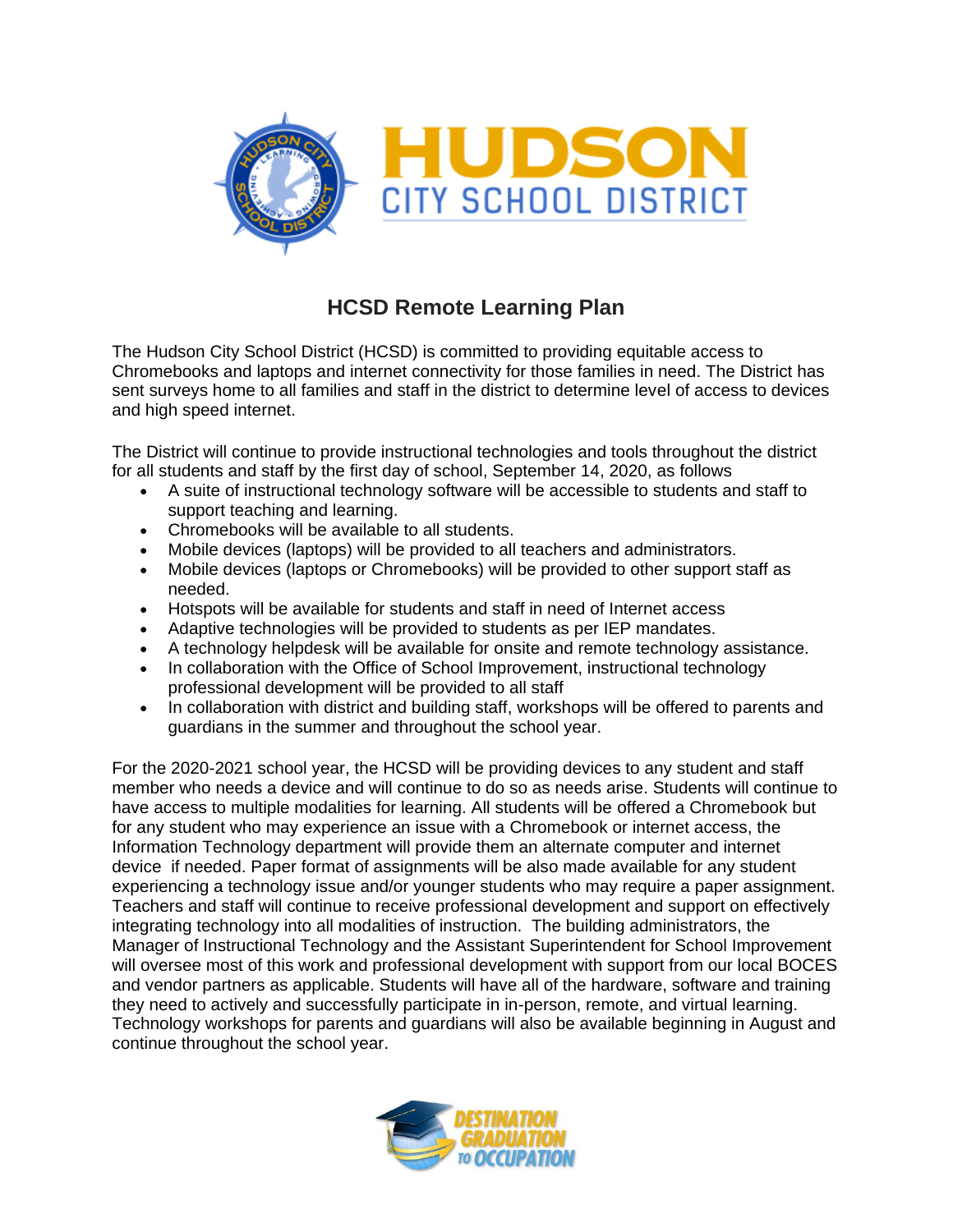# HCSD Remote Learning Plan

The Hudson City School District (HCSD) is committed to providing equitable access to Chromebooks and laptops and internet connectivity for those families in need. The District has sent surveys home to all families and staff in the district to determine level of access to devices and high speed internet.

The District will continue to provide instructional technologies and tools throughout the district for all students and staff by the first day of school, September 14, 2020, as follows

- A suite of instructional technology software will be accessible to students and staff to support teaching and learning.
- Chromebooks will be available to all students.
- Mobile devices (laptops) will be provided to all teachers and administrators.
- Mobile devices (laptops or Chromebooks) will be provided to other support staff as needed.
- Hotspots will be available for students and staff in need of Internet access
- Adaptive technologies will be provided to students as per IEP mandates.
- A technology helpdesk will be available for onsite and remote technology assistance.
- In collaboration with the Office of School Improvement, instructional technology professional development will be provided to all staff
- In collaboration with district and building staff, workshops will be offered to parents and guardians in the summer and throughout the school year.

For the 2020-2021 school year, the HCSD will be providing devices to any student and staff member who needs a device and will continue to do so as needs arise. Students will continue to have access to multiple modalities for learning. All students will be offered a Chromebook but for any student who may experience an issue with a Chromebook or internet access, the Information Technology department will provide them an alternate computer and internet device if needed. Paper format of assignments will be also made available for any student experiencing a technology issue and/or younger students who may require a paper assignment. Teachers and staff will continue to receive professional development and support on effectively integrating technology into all modalities of instruction. The building administrators, the Manager of Instructional Technology and the Assistant Superintendent for School Improvement will oversee most of this work and professional development with support from our local BOCES and vendor partners as applicable. Students will have all of the hardware, software and training they need to actively and successfully participate in in-person, remote, and virtual learning. Technology workshops for parents and guardians will also be available beginning in August and continue throughout the school year.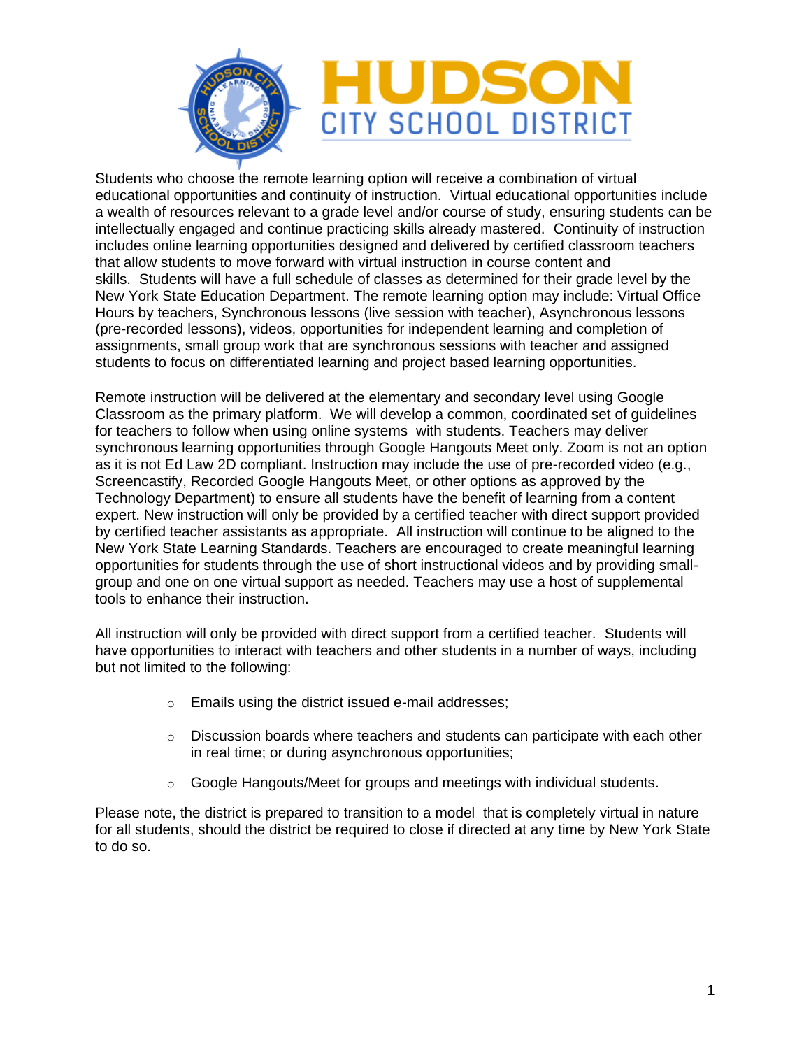Students who choose the remote learning option will receive a combination of virtual educational opportunities and continuity of instruction. Virtual educational opportunities include a wealth of resources relevant to a grade level and/or course of study, ensuring students can be intellectually engaged and continue practicing skills already mastered. Continuity of instruction includes online learning opportunities designed and delivered by certified classroom teachers that allow students to move forward with virtual instruction in course content and skills. Students will have a full schedule of classes as determined for their grade level by the New York State Education Department. The remote learning option may include: Virtual Office Hours by teachers, Synchronous lessons (live session with teacher), Asynchronous lessons (pre-recorded lessons), videos, opportunities for independent learning and completion of assignments, small group work that are synchronous sessions with teacher and assigned students to focus on differentiated learning and project based learning opportunities.

Remote instruction will be delivered at the elementary and secondary level using Google Classroom as the primary platform. We will develop a common, coordinated set of guidelines for teachers to follow when using online systems with students. Teachers may deliver synchronous learning opportunities through Google Hangouts Meet only. Zoom is not an option as it is not Ed Law 2D compliant. Instruction may include the use of pre-recorded video (e.g., Screencastify, Recorded Google Hangouts Meet, or other options as approved by the Technology Department) to ensure all students have the benefit of learning from a content expert. New instruction will only be provided by a certified teacher with direct support provided by certified teacher assistants as appropriate. All instruction will continue to be aligned to the New York State Learning Standards. Teachers are encouraged to create meaningful learning opportunities for students through the use of short instructional videos and by providing small-group and one on one virtual support as needed. Teachers may use a host of supplemental tools to enhance their instruction.

All instruction will only be provided with direct support from a certified teacher. Students will have opportunities to interact with teachers and other students in a number of ways, including but not limited to the following:

- Emails using the district issued e-mail addresses;
- Discussion boards where teachers and students can participate with each other in real time; or during asynchronous opportunities;
- Google Hangouts/Meet for groups and meetings with individual students.

Please note, the district is prepared to transition to a model that is completely virtual in nature for all students, should the district be required to close if directed at any time by New York State to do so.